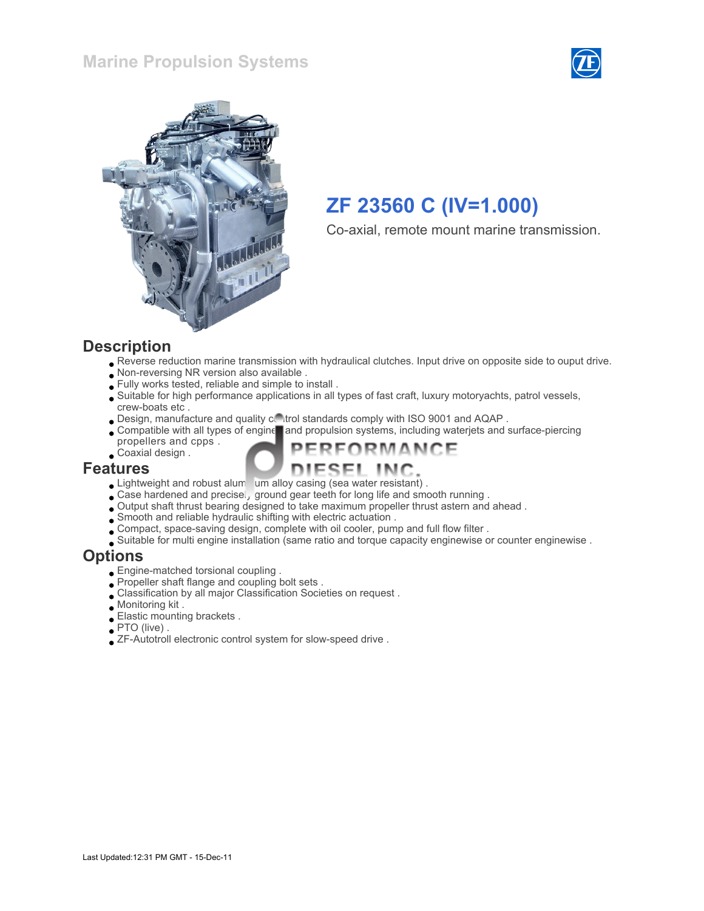Marine Propulsion Systems

# ZF 23560 C (IV=1.000)

Co-axial, remote mount marine transmission.

## Description

- Reverse reduction marine transmission with hydraulical clutches. Input drive on opposite side to ouput drive.
- Non-reversing NR version also available .
- Fully works tested, reliable and simple to install .
- Suitable for high performance applications in all types of fast craft, luxury motoryachts, patrol vessels, crew-boats etc .
- Design, manufacture and quality control standards comply with ISO 9001 and AQAP .
- Compatible with all types of engine and propulsion systems, including waterjets and surface-piercing propellers and cpps .
- Coaxial design .

## Features

- Lightweight and robust aluminum alloy casing (sea water resistant) .
- Case hardened and precisely ground gear teeth for long life and smooth running .
- Output shaft thrust bearing designed to take maximum propeller thrust astern and ahead .
- Smooth and reliable hydraulic shifting with electric actuation .
- Compact, space-saving design, complete with oil cooler, pump and full flow filter .
- Suitable for multi engine installation (same ratio and torque capacity enginewise or counter enginewise .

## Options

- Engine-matched torsional coupling .
- Propeller shaft flange and coupling bolt sets .
- Classification by all major Classification Societies on request .
- Monitoring kit .
- Elastic mounting brackets .
- PTO (live) .
- ZF-Autotroll electronic control system for slow-speed drive .

Last Updated:12:31 PM GMT - 15-Dec-11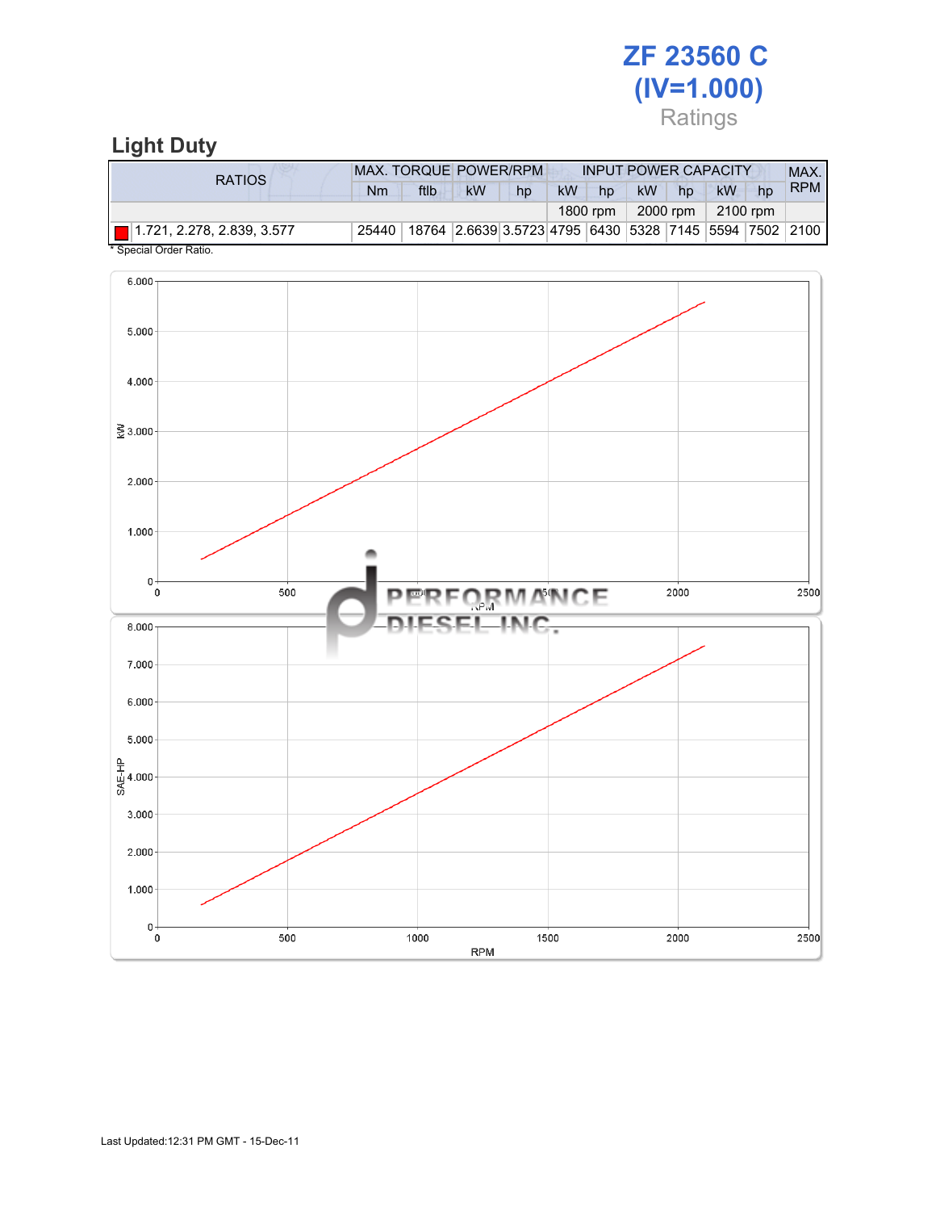# ZF 23560 C (IV=1.000)

Ratings

## Light Duty

| RATIOS | MAX. TORQUE | | POWER/RPM | | INPUT POWER CAPACITY | | | | | | MAX. RPM |
|---|---|---|---|---|---|---|---|---|---|---|---|
| | Nm | ftlb | kW | hp | kW | hp | kW | hp | kW | hp | |
| | | | | | 1800 rpm | | 2000 rpm | | 2100 rpm | | |
| 1.721, 2.278, 2.839, 3.577 | 25440 | 18764 | 2.6639 | 3.5723 | 4795 | 6430 | 5328 | 7145 | 5594 | 7502 | 2100 |

* Special Order Ratio.

kW
6.000
5.000
4.000
3.000
2.000
1.000
0
0
500
1000
1500
2000
2500
RPM

SAE-HP
8.000
7.000
6.000
5.000
4.000
3.000
2.000
1.000
0
0
500
1000
1500
2000
2500
RPM

Last Updated:12:31 PM GMT - 15-Dec-11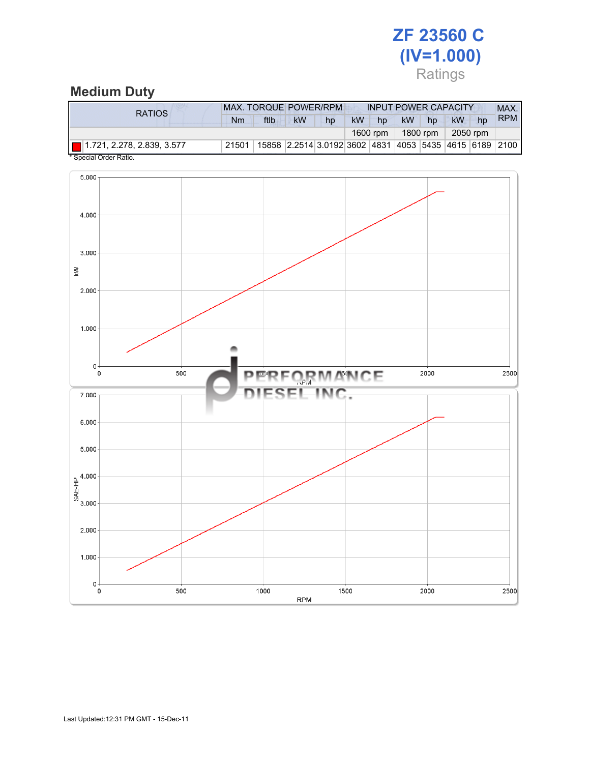# ZF 23560 C (IV=1.000)

Ratings

## Medium Duty

| RATIOS | MAX. TORQUE | | POWER/RPM | | INPUT POWER CAPACITY | | | | | | MAX. RPM |
|---|---|---|---|---|---|---|---|---|---|---|---|
| | Nm | ftlb | kW | hp | kW | hp | kW | hp | kW | hp | |
| | | | | | 1600 rpm | | 1800 rpm | | 2050 rpm | | |
| 1.721, 2.278, 2.839, 3.577 | 21501 | 15858 | 2.2514 | 3.0192 | 3602 | 4831 | 4053 | 5435 | 4615 | 6189 | 2100 |

* Special Order Ratio.

5.000
4.000
3.000
2.000
1.000
0
kW
0
500
1000
1500
2000
2500
RPM

7.000
6.000
5.000
4.000
3.000
2.000
1.000
0
SAE-HP
0
500
1000
1500
2000
2500
RPM

Last Updated:12:31 PM GMT - 15-Dec-11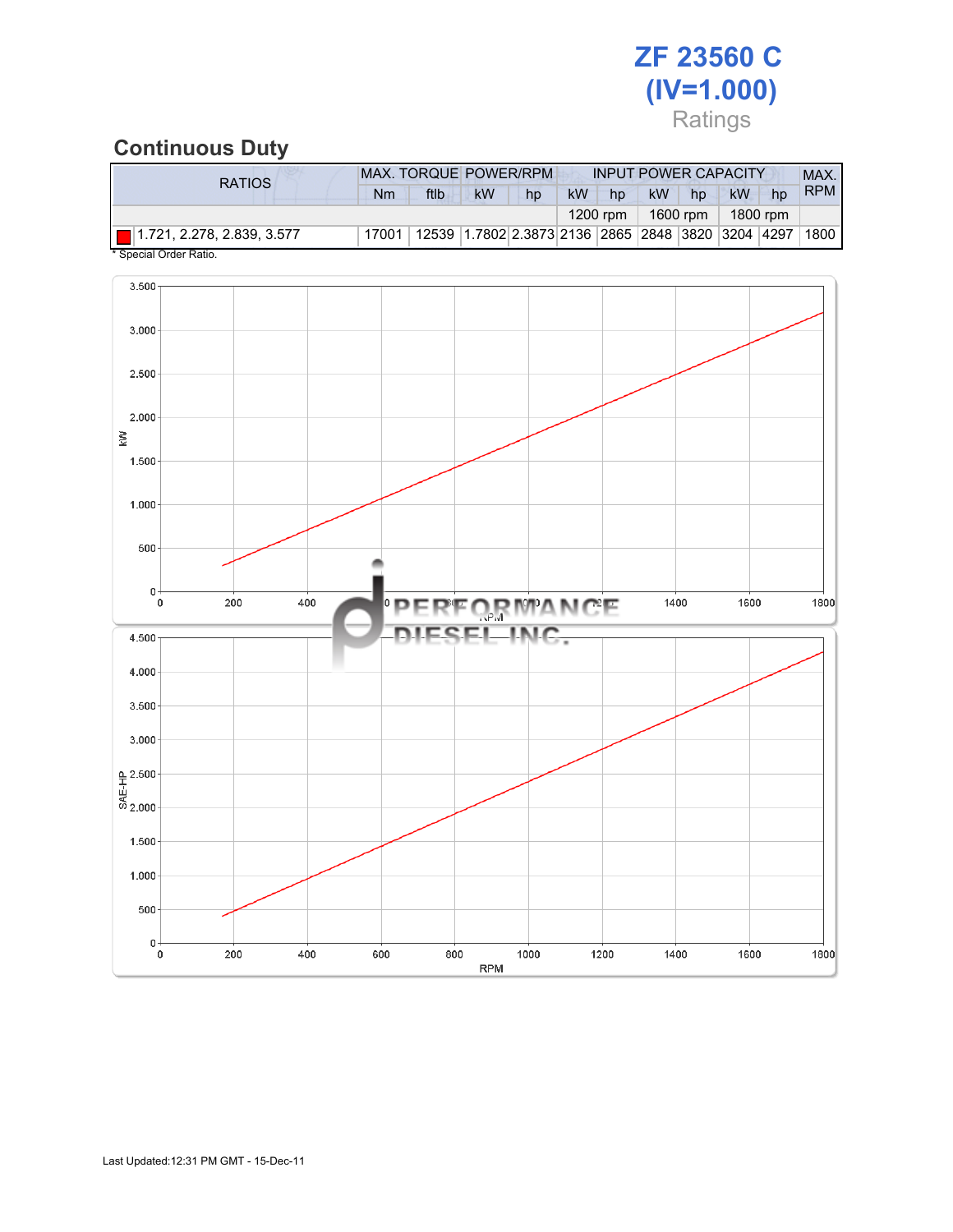# ZF 23560 C (IV=1.000)

Ratings

## Continuous Duty

| RATIOS | MAX. TORQUE | | POWER/RPM | | INPUT POWER CAPACITY | | | | | | MAX. RPM |
|---|---|---|---|---|---|---|---|---|---|---|---|
| | Nm | ftlb | kW | hp | kW | hp | kW | hp | kW | hp | |
| | | | | | 1200 rpm | | 1600 rpm | | 1800 rpm | | |
| 1.721, 2.278, 2.839, 3.577 | 17001 | 12539 | 1.7802 | 2.3873 | 2136 | 2865 | 2848 | 3820 | 3204 | 4297 | 1800 |

* Special Order Ratio.

kW

3.500
3.000
2.500
2.000
1.500
1.000
500
0

0 200 400 600 800 1000 1200 1400 1600 1800

RPM

SAE-HP

4.500
4.000
3.500
3.000
2.500
2.000
1.500
1.000
500
0

0 200 400 600 800 1000 1200 1400 1600 1800

RPM

Last Updated:12:31 PM GMT - 15-Dec-11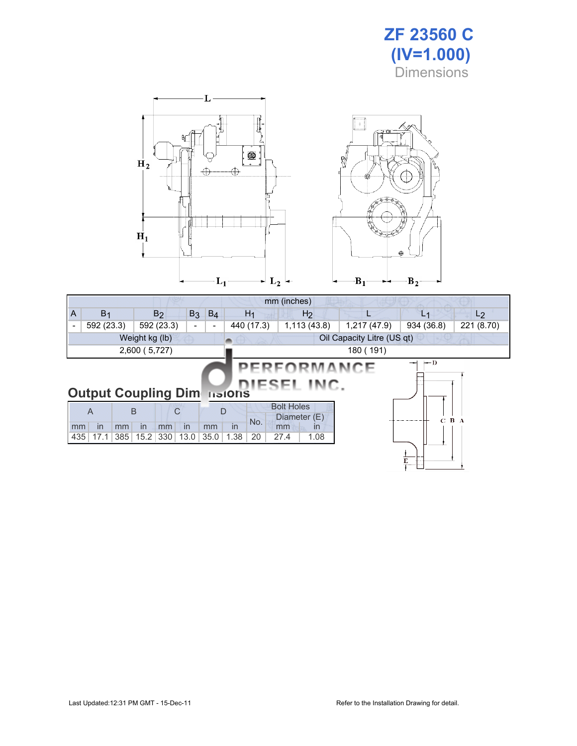# ZF 23560 C (IV=1.000)

Dimensions

L

$H_2$

$H_1$

$L_1$ $L_2$

$B_1$ $B_2$

| mm (inches) | | | | | | | | | |
|---|---|---|---|---|---|---|---|---|---|
| A | $B_1$ | $B_2$ | $B_3$ | $B_4$ | $H_1$ | $H_2$ | L | $L_1$ | $L_2$ |
| - | 592 (23.3) | 592 (23.3) | - | - | 440 (17.3) | 1,113 (43.8) | 1,217 (47.9) | 934 (36.8) | 221 (8.70) |

| Weight kg (lb) | Oil Capacity Litre (US qt) |
|---|---|
| 2,600 ( 5,727) | 180 ( 191) |

PERFORMANCE DIESEL INC.

## Output Coupling Dimensions

| A | | B | | C | | D | | Bolt Holes | | |
|---|---|---|---|---|---|---|---|---|---|---|
| | | | | | | | | No. | Diameter (E) | |
| mm | in | mm | in | mm | in | mm | in | | mm | in |
| 435 | 17.1 | 385 | 15.2 | 330 | 13.0 | 35.0 | 1.38 | 20 | 27.4 | 1.08 |

D

C B A

E

Last Updated:12:31 PM GMT - 15-Dec-11

Refer to the Installation Drawing for detail.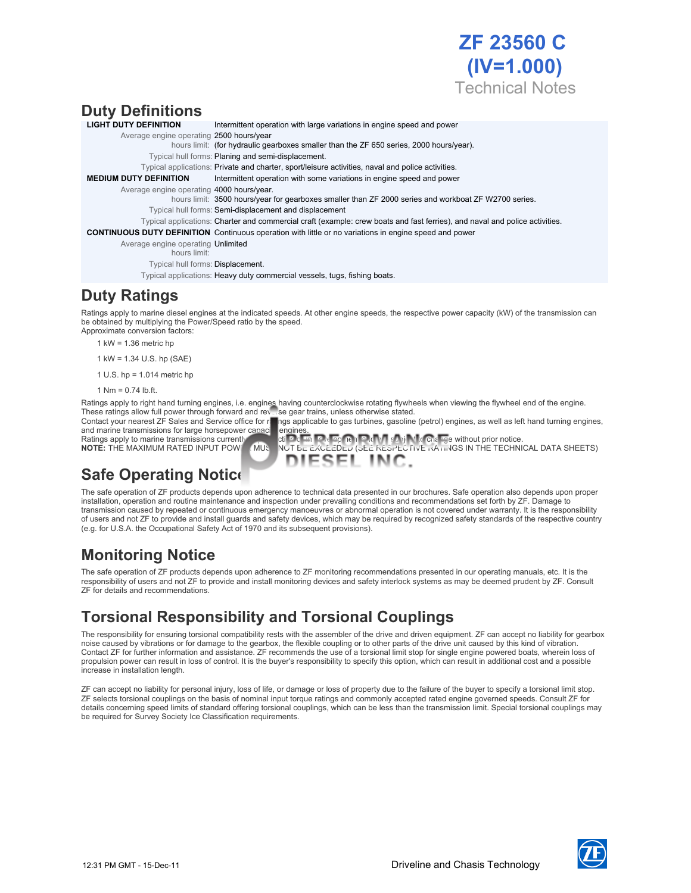# ZF 23560 C (IV=1.000)

Technical Notes

## Duty Definitions

| | |
|---|---|
| **LIGHT DUTY DEFINITION** | Intermittent operation with large variations in engine speed and power |
| Average engine operating hours limit: | 2500 hours/year (for hydraulic gearboxes smaller than the ZF 650 series, 2000 hours/year). |
| Typical hull forms: | Planing and semi-displacement. |
| Typical applications: | Private and charter, sport/leisure activities, naval and police activities. |
| **MEDIUM DUTY DEFINITION** | Intermittent operation with some variations in engine speed and power |
| Average engine operating hours limit: | 4000 hours/year. 3500 hours/year for gearboxes smaller than ZF 2000 series and workboat ZF W2700 series. |
| Typical hull forms: | Semi-displacement and displacement |
| Typical applications: | Charter and commercial craft (example: crew boats and fast ferries), and naval and police activities. |
| **CONTINUOUS DUTY DEFINITION** | Continuous operation with little or no variations in engine speed and power |
| Average engine operating hours limit: | Unlimited |
| Typical hull forms: | Displacement. |
| Typical applications: | Heavy duty commercial vessels, tugs, fishing boats. |

## Duty Ratings

Ratings apply to marine diesel engines at the indicated speeds. At other engine speeds, the respective power capacity (kW) of the transmission can be obtained by multiplying the Power/Speed ratio by the speed.
Approximate conversion factors:

1 kW = 1.36 metric hp

1 kW = 1.34 U.S. hp (SAE)

1 U.S. hp = 1.014 metric hp

1 Nm = 0.74 lb.ft.

Ratings apply to right hand turning engines, i.e. engines having counterclockwise rotating flywheels when viewing the flywheel end of the engine. These ratings allow full power through forward and reverse gear trains, unless otherwise stated.
Contact your nearest ZF Sales and Service office for ratings applicable to gas turbines, gasoline (petrol) engines, as well as left hand turning engines, and marine transmissions for large horsepower capacity engines.
Ratings apply to marine transmissions currently in production. Ratings subject to change without prior notice.
**NOTE:** THE MAXIMUM RATED INPUT POWER MUST NOT BE EXCEEDED (SEE RESPECTIVE RATINGS IN THE TECHNICAL DATA SHEETS)

## Safe Operating Notice

The safe operation of ZF products depends upon adherence to technical data presented in our brochures. Safe operation also depends upon proper installation, operation and routine maintenance and inspection under prevailing conditions and recommendations set forth by ZF. Damage to transmission caused by repeated or continuous emergency manoeuvres or abnormal operation is not covered under warranty. It is the responsibility of users and not ZF to provide and install guards and safety devices, which may be required by recognized safety standards of the respective country (e.g. for U.S.A. the Occupational Safety Act of 1970 and its subsequent provisions).

## Monitoring Notice

The safe operation of ZF products depends upon adherence to ZF monitoring recommendations presented in our operating manuals, etc. It is the responsibility of users and not ZF to provide and install monitoring devices and safety interlock systems as may be deemed prudent by ZF. Consult ZF for details and recommendations.

## Torsional Responsibility and Torsional Couplings

The responsibility for ensuring torsional compatibility rests with the assembler of the drive and driven equipment. ZF can accept no liability for gearbox noise caused by vibrations or for damage to the gearbox, the flexible coupling or to other parts of the drive unit caused by this kind of vibration. Contact ZF for further information and assistance. ZF recommends the use of a torsional limit stop for single engine powered boats, wherein loss of propulsion power can result in loss of control. It is the buyer's responsibility to specify this option, which can result in additional cost and a possible increase in installation length.

ZF can accept no liability for personal injury, loss of life, or damage or loss of property due to the failure of the buyer to specify a torsional limit stop. ZF selects torsional couplings on the basis of nominal input torque ratings and commonly accepted rated engine governed speeds. Consult ZF for details concerning speed limits of standard offering torsional couplings, which can be less than the transmission limit. Special torsional couplings may be required for Survey Society Ice Classification requirements.